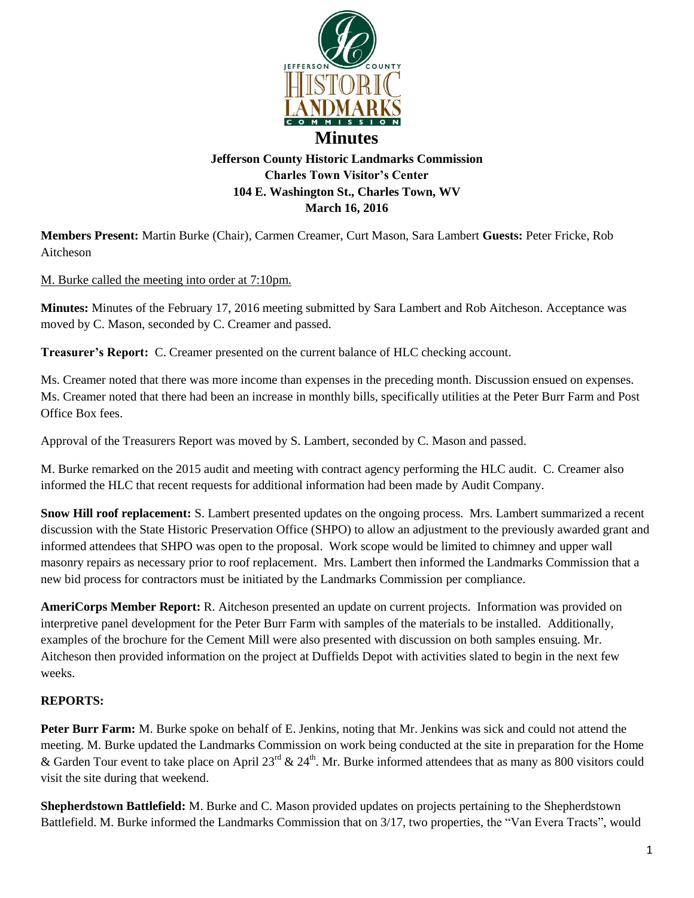# Minutes

**Jefferson County Historic Landmarks Commission**
**Charles Town Visitor's Center**
**104 E. Washington St., Charles Town, WV**
**March 16, 2016**

**Members Present:** Martin Burke (Chair), Carmen Creamer, Curt Mason, Sara Lambert **Guests:** Peter Fricke, Rob Aitcheson

M. Burke called the meeting into order at 7:10pm.

**Minutes:** Minutes of the February 17, 2016 meeting submitted by Sara Lambert and Rob Aitcheson. Acceptance was moved by C. Mason, seconded by C. Creamer and passed.

**Treasurer's Report:** C. Creamer presented on the current balance of HLC checking account.

Ms. Creamer noted that there was more income than expenses in the preceding month. Discussion ensued on expenses. Ms. Creamer noted that there had been an increase in monthly bills, specifically utilities at the Peter Burr Farm and Post Office Box fees.

Approval of the Treasurers Report was moved by S. Lambert, seconded by C. Mason and passed.

M. Burke remarked on the 2015 audit and meeting with contract agency performing the HLC audit. C. Creamer also informed the HLC that recent requests for additional information had been made by Audit Company.

**Snow Hill roof replacement:** S. Lambert presented updates on the ongoing process. Mrs. Lambert summarized a recent discussion with the State Historic Preservation Office (SHPO) to allow an adjustment to the previously awarded grant and informed attendees that SHPO was open to the proposal. Work scope would be limited to chimney and upper wall masonry repairs as necessary prior to roof replacement. Mrs. Lambert then informed the Landmarks Commission that a new bid process for contractors must be initiated by the Landmarks Commission per compliance.

**AmeriCorps Member Report:** R. Aitcheson presented an update on current projects. Information was provided on interpretive panel development for the Peter Burr Farm with samples of the materials to be installed. Additionally, examples of the brochure for the Cement Mill were also presented with discussion on both samples ensuing. Mr. Aitcheson then provided information on the project at Duffields Depot with activities slated to begin in the next few weeks.

**REPORTS:**

**Peter Burr Farm:** M. Burke spoke on behalf of E. Jenkins, noting that Mr. Jenkins was sick and could not attend the meeting. M. Burke updated the Landmarks Commission on work being conducted at the site in preparation for the Home & Garden Tour event to take place on April 23rd & 24th. Mr. Burke informed attendees that as many as 800 visitors could visit the site during that weekend.

**Shepherdstown Battlefield:** M. Burke and C. Mason provided updates on projects pertaining to the Shepherdstown Battlefield. M. Burke informed the Landmarks Commission that on 3/17, two properties, the "Van Evera Tracts", would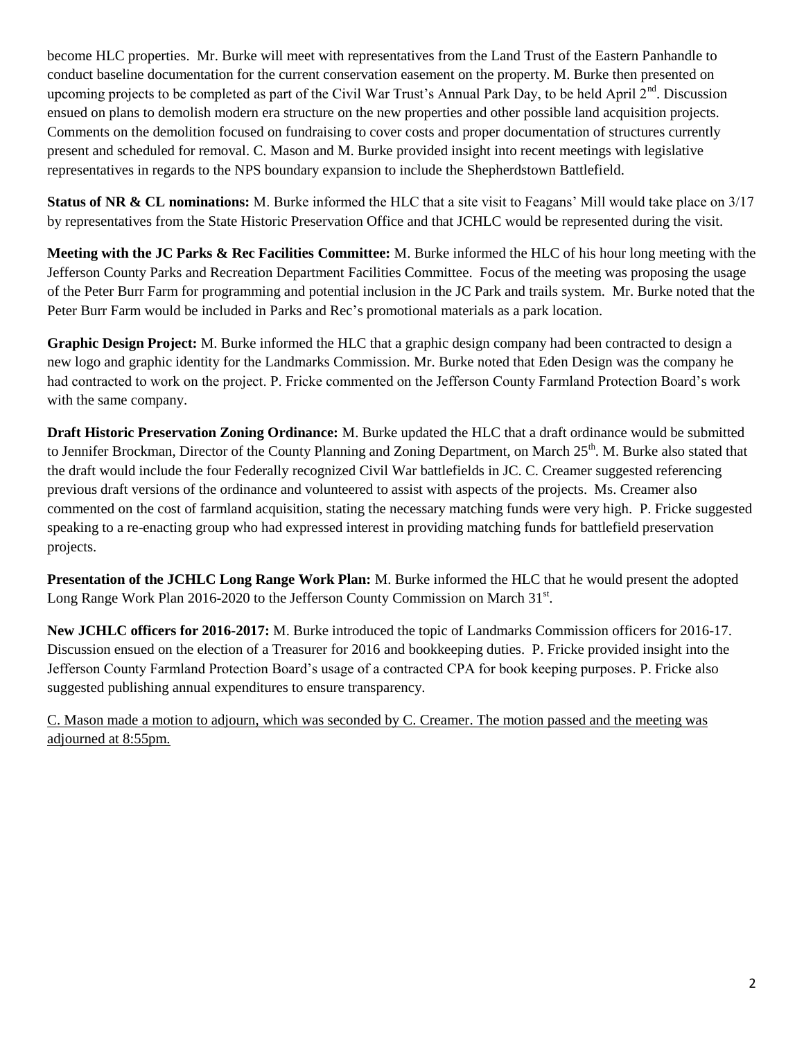become HLC properties. Mr. Burke will meet with representatives from the Land Trust of the Eastern Panhandle to conduct baseline documentation for the current conservation easement on the property. M. Burke then presented on upcoming projects to be completed as part of the Civil War Trust's Annual Park Day, to be held April 2nd. Discussion ensued on plans to demolish modern era structure on the new properties and other possible land acquisition projects. Comments on the demolition focused on fundraising to cover costs and proper documentation of structures currently present and scheduled for removal. C. Mason and M. Burke provided insight into recent meetings with legislative representatives in regards to the NPS boundary expansion to include the Shepherdstown Battlefield.

**Status of NR & CL nominations:** M. Burke informed the HLC that a site visit to Feagans' Mill would take place on 3/17 by representatives from the State Historic Preservation Office and that JCHLC would be represented during the visit.

**Meeting with the JC Parks & Rec Facilities Committee:** M. Burke informed the HLC of his hour long meeting with the Jefferson County Parks and Recreation Department Facilities Committee. Focus of the meeting was proposing the usage of the Peter Burr Farm for programming and potential inclusion in the JC Park and trails system. Mr. Burke noted that the Peter Burr Farm would be included in Parks and Rec's promotional materials as a park location.

**Graphic Design Project:** M. Burke informed the HLC that a graphic design company had been contracted to design a new logo and graphic identity for the Landmarks Commission. Mr. Burke noted that Eden Design was the company he had contracted to work on the project. P. Fricke commented on the Jefferson County Farmland Protection Board's work with the same company.

**Draft Historic Preservation Zoning Ordinance:** M. Burke updated the HLC that a draft ordinance would be submitted to Jennifer Brockman, Director of the County Planning and Zoning Department, on March 25th. M. Burke also stated that the draft would include the four Federally recognized Civil War battlefields in JC. C. Creamer suggested referencing previous draft versions of the ordinance and volunteered to assist with aspects of the projects. Ms. Creamer also commented on the cost of farmland acquisition, stating the necessary matching funds were very high. P. Fricke suggested speaking to a re-enacting group who had expressed interest in providing matching funds for battlefield preservation projects.

**Presentation of the JCHLC Long Range Work Plan:** M. Burke informed the HLC that he would present the adopted Long Range Work Plan 2016-2020 to the Jefferson County Commission on March 31st.

**New JCHLC officers for 2016-2017:** M. Burke introduced the topic of Landmarks Commission officers for 2016-17. Discussion ensued on the election of a Treasurer for 2016 and bookkeeping duties. P. Fricke provided insight into the Jefferson County Farmland Protection Board's usage of a contracted CPA for book keeping purposes. P. Fricke also suggested publishing annual expenditures to ensure transparency.

<u>C. Mason made a motion to adjourn, which was seconded by C. Creamer. The motion passed and the meeting was adjourned at 8:55pm.</u>